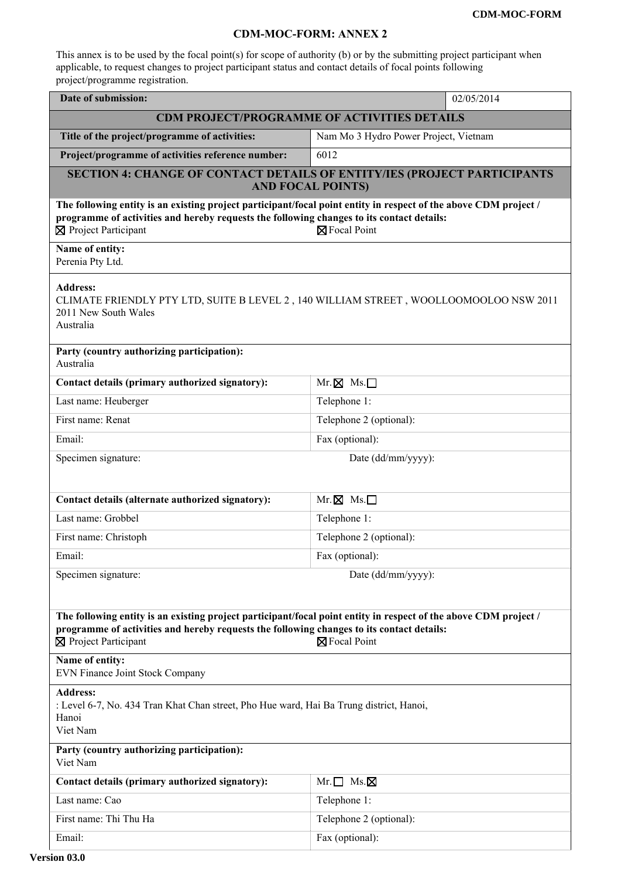# CDM-MOC-FORM: ANNEX 2

This annex is to be used by the focal point(s) for scope of authority (b) or by the submitting project participant when applicable, to request changes to project participant status and contact details of focal points following project/programme registration.

| **Date of submission:** | 02/05/2014 |
|---|---|
| **CDM PROJECT/PROGRAMME OF ACTIVITIES DETAILS** | |
| **Title of the project/programme of activities:** | Nam Mo 3 Hydro Power Project, Vietnam |
| **Project/programme of activities reference number:** | 6012 |

## SECTION 4: CHANGE OF CONTACT DETAILS OF ENTITY/IES (PROJECT PARTICIPANTS AND FOCAL POINTS)

**The following entity is an existing project participant/focal point entity in respect of the above CDM project / programme of activities and hereby requests the following changes to its contact details:**

☒ Project Participant ☒ Focal Point

**Name of entity:**
Perenia Pty Ltd.

**Address:**
CLIMATE FRIENDLY PTY LTD, SUITE B LEVEL 2 , 140 WILLIAM STREET , WOOLLOOMOOLOO NSW 2011
2011 New South Wales
Australia

**Party (country authorizing participation):**
Australia

| **Contact details (primary authorized signatory):** | Mr. ☒ Ms. ☐ |
|---|---|
| Last name: Heuberger | Telephone 1: |
| First name: Renat | Telephone 2 (optional): |
| Email: | Fax (optional): |
| Specimen signature: | Date (dd/mm/yyyy): |

| **Contact details (alternate authorized signatory):** | Mr. ☒ Ms. ☐ |
|---|---|
| Last name: Grobbel | Telephone 1: |
| First name: Christoph | Telephone 2 (optional): |
| Email: | Fax (optional): |
| Specimen signature: | Date (dd/mm/yyyy): |

**The following entity is an existing project participant/focal point entity in respect of the above CDM project / programme of activities and hereby requests the following changes to its contact details:**

☒ Project Participant ☒ Focal Point

**Name of entity:**
EVN Finance Joint Stock Company

**Address:**
: Level 6-7, No. 434 Tran Khat Chan street, Pho Hue ward, Hai Ba Trung district, Hanoi,
Hanoi
Viet Nam

**Party (country authorizing participation):**
Viet Nam

| **Contact details (primary authorized signatory):** | Mr. ☐ Ms. ☒ |
|---|---|
| Last name: Cao | Telephone 1: |
| First name: Thi Thu Ha | Telephone 2 (optional): |
| Email: | Fax (optional): |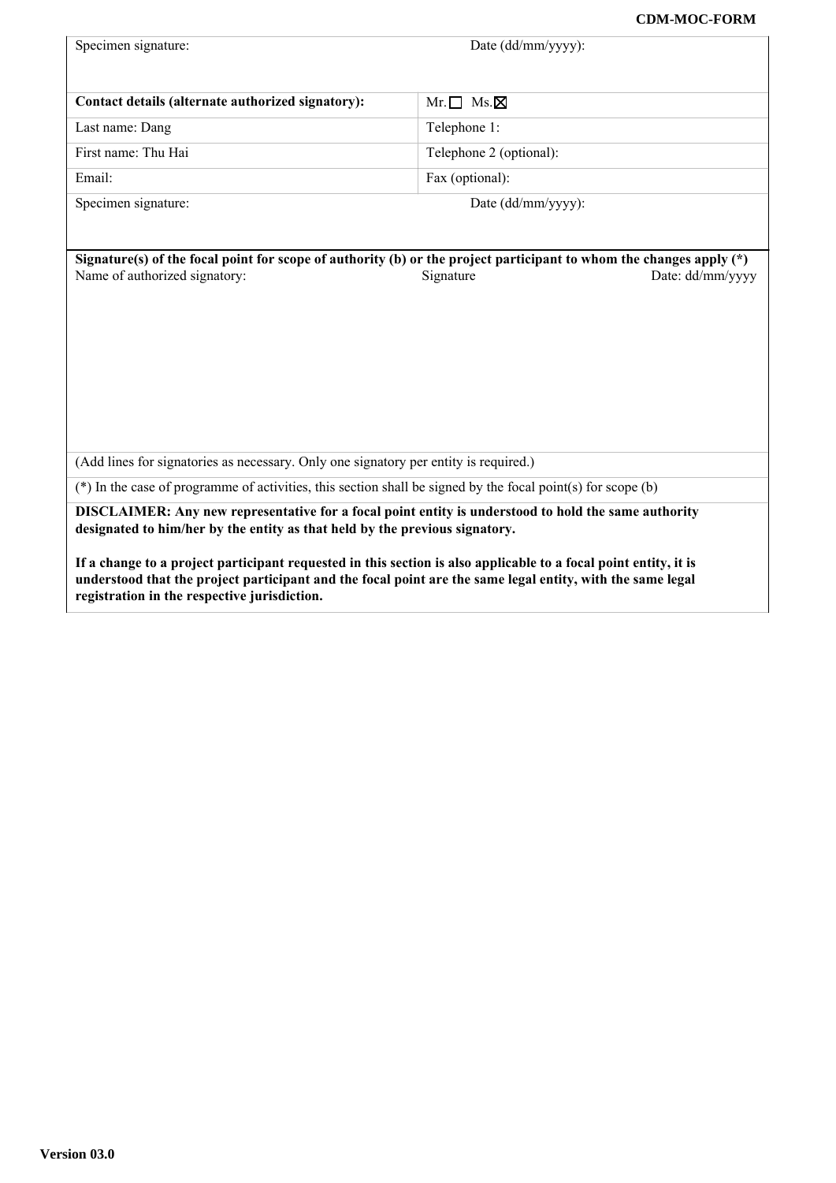| | |
|---|---|
| Specimen signature: | Date (dd/mm/yyyy): |
| **Contact details (alternate authorized signatory):** | Mr. ☐ Ms. ☒ |
| Last name: Dang | Telephone 1: |
| First name: Thu Hai | Telephone 2 (optional): |
| Email: | Fax (optional): |
| Specimen signature: | Date (dd/mm/yyyy): |

**Signature(s) of the focal point for scope of authority (b) or the project participant to whom the changes apply (*)**

| Name of authorized signatory: | Signature | Date: dd/mm/yyyy |
|---|---|---|
| | | |

(Add lines for signatories as necessary. Only one signatory per entity is required.)

(*) In the case of programme of activities, this section shall be signed by the focal point(s) for scope (b)

**DISCLAIMER: Any new representative for a focal point entity is understood to hold the same authority designated to him/her by the entity as that held by the previous signatory.**

**If a change to a project participant requested in this section is also applicable to a focal point entity, it is understood that the project participant and the focal point are the same legal entity, with the same legal registration in the respective jurisdiction.**